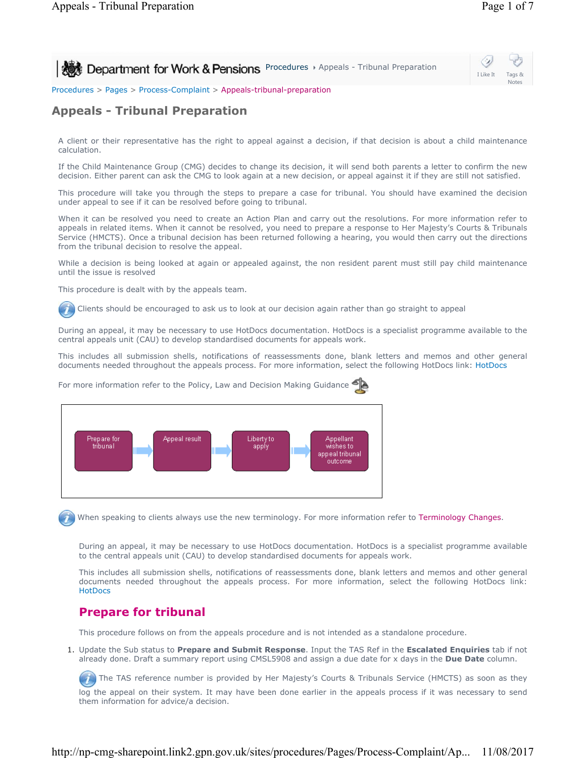Department for Work & Pensions Procedures ▸ Appeals - Tribunal Preparation

Procedures > Pages > Process-Complaint > Appeals-tribunal-preparation

# Appeals - Tribunal Preparation

A client or their representative has the right to appeal against a decision, if that decision is about a child maintenance calculation.

If the Child Maintenance Group (CMG) decides to change its decision, it will send both parents a letter to confirm the new decision. Either parent can ask the CMG to look again at a new decision, or appeal against it if they are still not satisfied.

This procedure will take you through the steps to prepare a case for tribunal. You should have examined the decision under appeal to see if it can be resolved before going to tribunal.

When it can be resolved you need to create an Action Plan and carry out the resolutions. For more information refer to appeals in related items. When it cannot be resolved, you need to prepare a response to Her Majesty's Courts & Tribunals Service (HMCTS). Once a tribunal decision has been returned following a hearing, you would then carry out the directions from the tribunal decision to resolve the appeal.

While a decision is being looked at again or appealed against, the non resident parent must still pay child maintenance until the issue is resolved

This procedure is dealt with by the appeals team.

Clients should be encouraged to ask us to look at our decision again rather than go straight to appeal

During an appeal, it may be necessary to use HotDocs documentation. HotDocs is a specialist programme available to the central appeals unit (CAU) to develop standardised documents for appeals work.

This includes all submission shells, notifications of reassessments done, blank letters and memos and other general documents needed throughout the appeals process. For more information, select the following HotDocs link: HotDocs

For more information refer to the Policy, Law and Decision Making Guidance

Prepare for tribunal → Appeal result → Liberty to apply → Appellant wishes to appeal tribunal outcome

When speaking to clients always use the new terminology. For more information refer to Terminology Changes.

During an appeal, it may be necessary to use HotDocs documentation. HotDocs is a specialist programme available to the central appeals unit (CAU) to develop standardised documents for appeals work.

This includes all submission shells, notifications of reassessments done, blank letters and memos and other general documents needed throughout the appeals process. For more information, select the following HotDocs link: HotDocs

## Prepare for tribunal

This procedure follows on from the appeals procedure and is not intended as a standalone procedure.

1. Update the Sub status to **Prepare and Submit Response**. Input the TAS Ref in the **Escalated Enquiries** tab if not already done. Draft a summary report using CMSL5908 and assign a due date for x days in the **Due Date** column.

   The TAS reference number is provided by Her Majesty's Courts & Tribunals Service (HMCTS) as soon as they log the appeal on their system. It may have been done earlier in the appeals process if it was necessary to send them information for advice/a decision.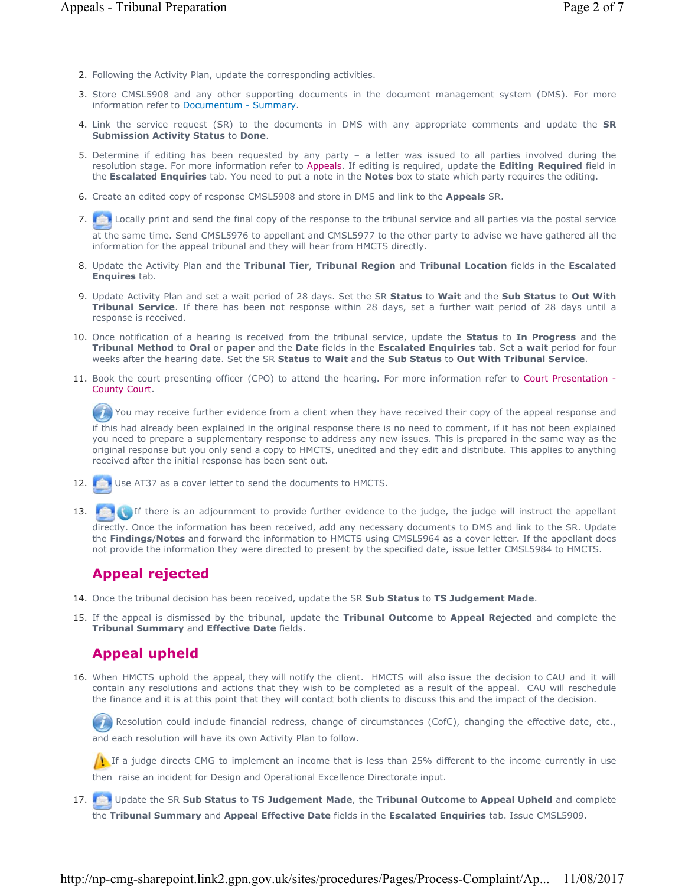2. Following the Activity Plan, update the corresponding activities.
3. Store CMSL5908 and any other supporting documents in the document management system (DMS). For more information refer to Documentum - Summary.
4. Link the service request (SR) to the documents in DMS with any appropriate comments and update the **SR Submission Activity Status** to **Done**.
5. Determine if editing has been requested by any party – a letter was issued to all parties involved during the resolution stage. For more information refer to Appeals. If editing is required, update the **Editing Required** field in the **Escalated Enquiries** tab. You need to put a note in the **Notes** box to state which party requires the editing.
6. Create an edited copy of response CMSL5908 and store in DMS and link to the **Appeals** SR.
7. Locally print and send the final copy of the response to the tribunal service and all parties via the postal service at the same time. Send CMSL5976 to appellant and CMSL5977 to the other party to advise we have gathered all the information for the appeal tribunal and they will hear from HMCTS directly.
8. Update the Activity Plan and the **Tribunal Tier**, **Tribunal Region** and **Tribunal Location** fields in the **Escalated Enquires** tab.
9. Update Activity Plan and set a wait period of 28 days. Set the SR **Status** to **Wait** and the **Sub Status** to **Out With Tribunal Service**. If there has been not response within 28 days, set a further wait period of 28 days until a response is received.
10. Once notification of a hearing is received from the tribunal service, update the **Status** to **In Progress** and the **Tribunal Method** to **Oral** or **paper** and the **Date** fields in the **Escalated Enquiries** tab. Set a **wait** period for four weeks after the hearing date. Set the SR **Status** to **Wait** and the **Sub Status** to **Out With Tribunal Service**.
11. Book the court presenting officer (CPO) to attend the hearing. For more information refer to Court Presentation - County Court.

    You may receive further evidence from a client when they have received their copy of the appeal response and if this had already been explained in the original response there is no need to comment, if it has not been explained you need to prepare a supplementary response to address any new issues. This is prepared in the same way as the original response but you only send a copy to HMCTS, unedited and they edit and distribute. This applies to anything received after the initial response has been sent out.

12. Use AT37 as a cover letter to send the documents to HMCTS.
13. If there is an adjournment to provide further evidence to the judge, the judge will instruct the appellant directly. Once the information has been received, add any necessary documents to DMS and link to the SR. Update the **Findings**/**Notes** and forward the information to HMCTS using CMSL5964 as a cover letter. If the appellant does not provide the information they were directed to present by the specified date, issue letter CMSL5984 to HMCTS.

## Appeal rejected

14. Once the tribunal decision has been received, update the SR **Sub Status** to **TS Judgement Made**.
15. If the appeal is dismissed by the tribunal, update the **Tribunal Outcome** to **Appeal Rejected** and complete the **Tribunal Summary** and **Effective Date** fields.

## Appeal upheld

16. When HMCTS uphold the appeal, they will notify the client. HMCTS will also issue the decision to CAU and it will contain any resolutions and actions that they wish to be completed as a result of the appeal. CAU will reschedule the finance and it is at this point that they will contact both clients to discuss this and the impact of the decision.

    Resolution could include financial redress, change of circumstances (CofC), changing the effective date, etc., and each resolution will have its own Activity Plan to follow.

    If a judge directs CMG to implement an income that is less than 25% different to the income currently in use then raise an incident for Design and Operational Excellence Directorate input.

17. Update the SR **Sub Status** to **TS Judgement Made**, the **Tribunal Outcome** to **Appeal Upheld** and complete the **Tribunal Summary** and **Appeal Effective Date** fields in the **Escalated Enquiries** tab. Issue CMSL5909.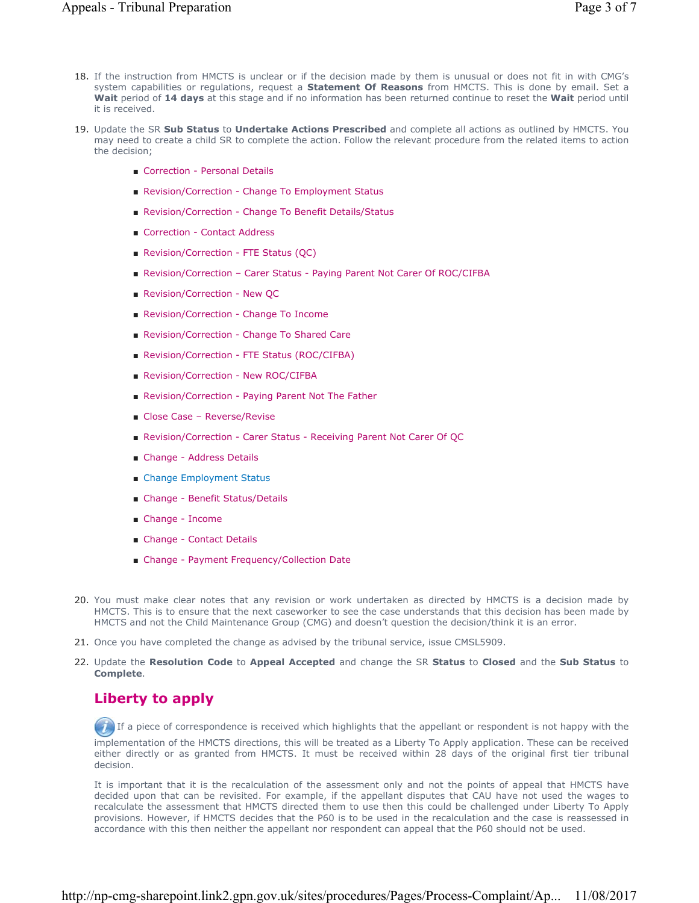18. If the instruction from HMCTS is unclear or if the decision made by them is unusual or does not fit in with CMG's system capabilities or regulations, request a **Statement Of Reasons** from HMCTS. This is done by email. Set a **Wait** period of **14 days** at this stage and if no information has been returned continue to reset the **Wait** period until it is received.

19. Update the SR **Sub Status** to **Undertake Actions Prescribed** and complete all actions as outlined by HMCTS. You may need to create a child SR to complete the action. Follow the relevant procedure from the related items to action the decision;

    - Correction - Personal Details
    - Revision/Correction - Change To Employment Status
    - Revision/Correction - Change To Benefit Details/Status
    - Correction - Contact Address
    - Revision/Correction - FTE Status (QC)
    - Revision/Correction – Carer Status - Paying Parent Not Carer Of ROC/CIFBA
    - Revision/Correction - New QC
    - Revision/Correction - Change To Income
    - Revision/Correction - Change To Shared Care
    - Revision/Correction - FTE Status (ROC/CIFBA)
    - Revision/Correction - New ROC/CIFBA
    - Revision/Correction - Paying Parent Not The Father
    - Close Case – Reverse/Revise
    - Revision/Correction - Carer Status - Receiving Parent Not Carer Of QC
    - Change - Address Details
    - Change Employment Status
    - Change - Benefit Status/Details
    - Change - Income
    - Change - Contact Details
    - Change - Payment Frequency/Collection Date

20. You must make clear notes that any revision or work undertaken as directed by HMCTS is a decision made by HMCTS. This is to ensure that the next caseworker to see the case understands that this decision has been made by HMCTS and not the Child Maintenance Group (CMG) and doesn't question the decision/think it is an error.

21. Once you have completed the change as advised by the tribunal service, issue CMSL5909.

22. Update the **Resolution Code** to **Appeal Accepted** and change the SR **Status** to **Closed** and the **Sub Status** to **Complete**.

## Liberty to apply

If a piece of correspondence is received which highlights that the appellant or respondent is not happy with the implementation of the HMCTS directions, this will be treated as a Liberty To Apply application. These can be received either directly or as granted from HMCTS. It must be received within 28 days of the original first tier tribunal decision.

It is important that it is the recalculation of the assessment only and not the points of appeal that HMCTS have decided upon that can be revisited. For example, if the appellant disputes that CAU have not used the wages to recalculate the assessment that HMCTS directed them to use then this could be challenged under Liberty To Apply provisions. However, if HMCTS decides that the P60 is to be used in the recalculation and the case is reassessed in accordance with this then neither the appellant nor respondent can appeal that the P60 should not be used.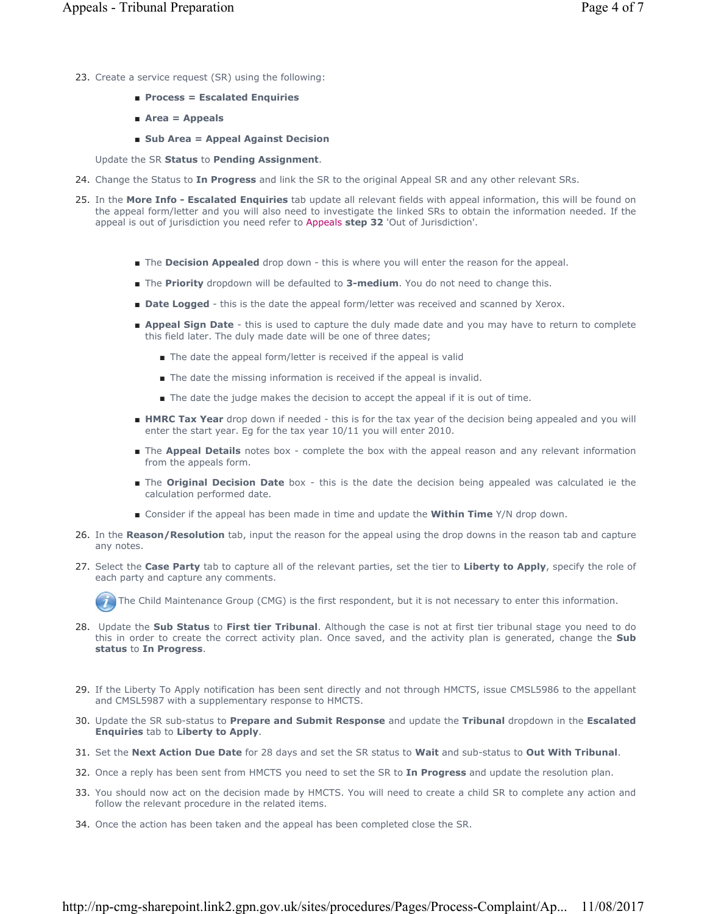23. Create a service request (SR) using the following:

    - **Process = Escalated Enquiries**
    - **Area = Appeals**
    - **Sub Area = Appeal Against Decision**

    Update the SR **Status** to **Pending Assignment**.

24. Change the Status to **In Progress** and link the SR to the original Appeal SR and any other relevant SRs.

25. In the **More Info - Escalated Enquiries** tab update all relevant fields with appeal information, this will be found on the appeal form/letter and you will also need to investigate the linked SRs to obtain the information needed. If the appeal is out of jurisdiction you need refer to Appeals **step 32** 'Out of Jurisdiction'.

    - The **Decision Appealed** drop down - this is where you will enter the reason for the appeal.
    - The **Priority** dropdown will be defaulted to **3-medium**. You do not need to change this.
    - **Date Logged** - this is the date the appeal form/letter was received and scanned by Xerox.
    - **Appeal Sign Date** - this is used to capture the duly made date and you may have to return to complete this field later. The duly made date will be one of three dates;
        - The date the appeal form/letter is received if the appeal is valid
        - The date the missing information is received if the appeal is invalid.
        - The date the judge makes the decision to accept the appeal if it is out of time.
    - **HMRC Tax Year** drop down if needed - this is for the tax year of the decision being appealed and you will enter the start year. Eg for the tax year 10/11 you will enter 2010.
    - The **Appeal Details** notes box - complete the box with the appeal reason and any relevant information from the appeals form.
    - The **Original Decision Date** box - this is the date the decision being appealed was calculated ie the calculation performed date.
    - Consider if the appeal has been made in time and update the **Within Time** Y/N drop down.

26. In the **Reason/Resolution** tab, input the reason for the appeal using the drop downs in the reason tab and capture any notes.

27. Select the **Case Party** tab to capture all of the relevant parties, set the tier to **Liberty to Apply**, specify the role of each party and capture any comments.

    The Child Maintenance Group (CMG) is the first respondent, but it is not necessary to enter this information.

28. Update the **Sub Status** to **First tier Tribunal**. Although the case is not at first tier tribunal stage you need to do this in order to create the correct activity plan. Once saved, and the activity plan is generated, change the **Sub status** to **In Progress**.

29. If the Liberty To Apply notification has been sent directly and not through HMCTS, issue CMSL5986 to the appellant and CMSL5987 with a supplementary response to HMCTS.

30. Update the SR sub-status to **Prepare and Submit Response** and update the **Tribunal** dropdown in the **Escalated Enquiries** tab to **Liberty to Apply**.

31. Set the **Next Action Due Date** for 28 days and set the SR status to **Wait** and sub-status to **Out With Tribunal**.

32. Once a reply has been sent from HMCTS you need to set the SR to **In Progress** and update the resolution plan.

33. You should now act on the decision made by HMCTS. You will need to create a child SR to complete any action and follow the relevant procedure in the related items.

34. Once the action has been taken and the appeal has been completed close the SR.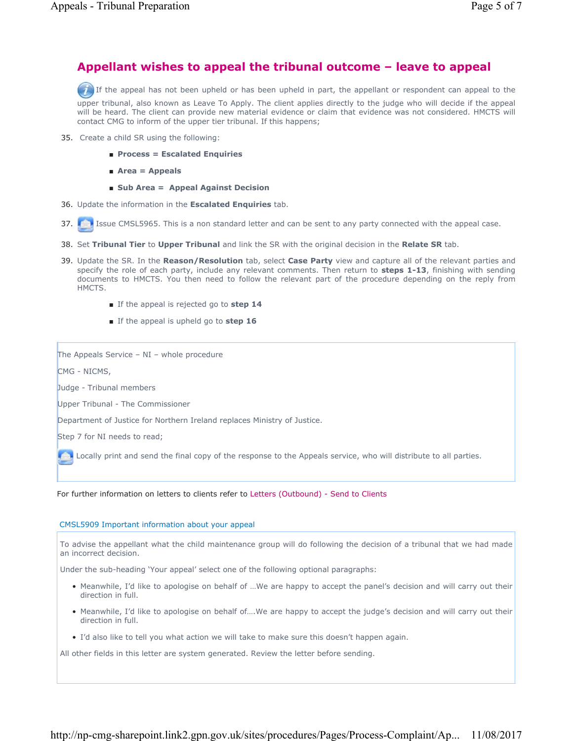## Appellant wishes to appeal the tribunal outcome – leave to appeal

If the appeal has not been upheld or has been upheld in part, the appellant or respondent can appeal to the upper tribunal, also known as Leave To Apply. The client applies directly to the judge who will decide if the appeal will be heard. The client can provide new material evidence or claim that evidence was not considered. HMCTS will contact CMG to inform of the upper tier tribunal. If this happens;

35. Create a child SR using the following:
    - **Process = Escalated Enquiries**
    - **Area = Appeals**
    - **Sub Area = Appeal Against Decision**
36. Update the information in the **Escalated Enquiries** tab.
37. Issue CMSL5965. This is a non standard letter and can be sent to any party connected with the appeal case.
38. Set **Tribunal Tier** to **Upper Tribunal** and link the SR with the original decision in the **Relate SR** tab.
39. Update the SR. In the **Reason/Resolution** tab, select **Case Party** view and capture all of the relevant parties and specify the role of each party, include any relevant comments. Then return to **steps 1-13**, finishing with sending documents to HMCTS. You then need to follow the relevant part of the procedure depending on the reply from HMCTS.
    - If the appeal is rejected go to **step 14**
    - If the appeal is upheld go to **step 16**

The Appeals Service – NI – whole procedure

CMG - NICMS,

Judge - Tribunal members

Upper Tribunal - The Commissioner

Department of Justice for Northern Ireland replaces Ministry of Justice.

Step 7 for NI needs to read;

Locally print and send the final copy of the response to the Appeals service, who will distribute to all parties.

For further information on letters to clients refer to Letters (Outbound) - Send to Clients

### CMSL5909 Important information about your appeal

To advise the appellant what the child maintenance group will do following the decision of a tribunal that we had made an incorrect decision.

Under the sub-heading 'Your appeal' select one of the following optional paragraphs:

- Meanwhile, I'd like to apologise on behalf of …We are happy to accept the panel's decision and will carry out their direction in full.
- Meanwhile, I'd like to apologise on behalf of….We are happy to accept the judge's decision and will carry out their direction in full.
- I'd also like to tell you what action we will take to make sure this doesn't happen again.

All other fields in this letter are system generated. Review the letter before sending.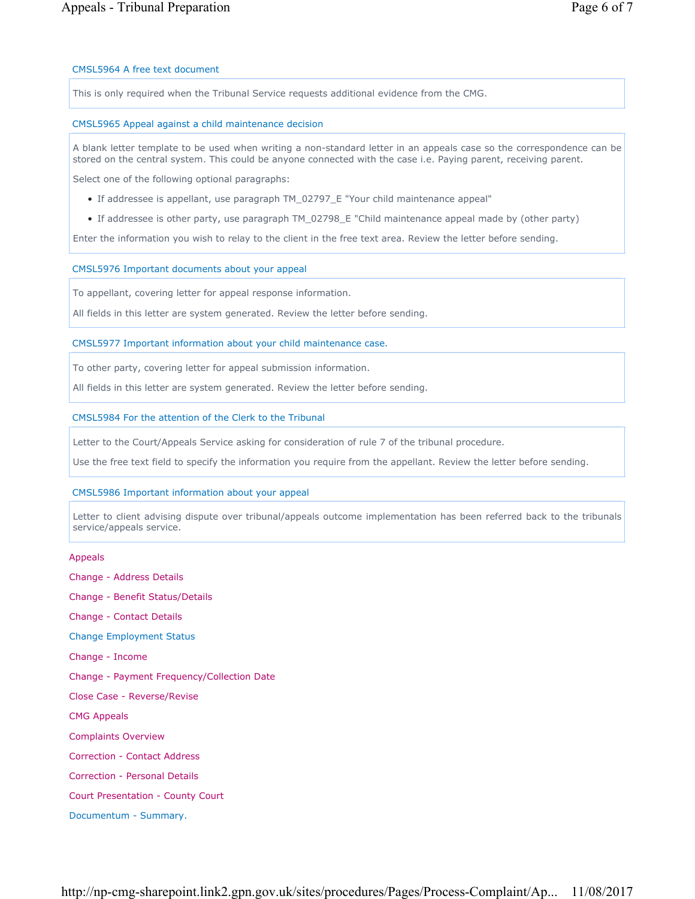### CMSL5964 A free text document

This is only required when the Tribunal Service requests additional evidence from the CMG.

### CMSL5965 Appeal against a child maintenance decision

A blank letter template to be used when writing a non-standard letter in an appeals case so the correspondence can be stored on the central system. This could be anyone connected with the case i.e. Paying parent, receiving parent.

Select one of the following optional paragraphs:

- If addressee is appellant, use paragraph TM_02797_E "Your child maintenance appeal"
- If addressee is other party, use paragraph TM_02798_E "Child maintenance appeal made by (other party)

Enter the information you wish to relay to the client in the free text area. Review the letter before sending.

### CMSL5976 Important documents about your appeal

To appellant, covering letter for appeal response information.

All fields in this letter are system generated. Review the letter before sending.

### CMSL5977 Important information about your child maintenance case.

To other party, covering letter for appeal submission information.

All fields in this letter are system generated. Review the letter before sending.

### CMSL5984 For the attention of the Clerk to the Tribunal

Letter to the Court/Appeals Service asking for consideration of rule 7 of the tribunal procedure.

Use the free text field to specify the information you require from the appellant. Review the letter before sending.

### CMSL5986 Important information about your appeal

Letter to client advising dispute over tribunal/appeals outcome implementation has been referred back to the tribunals service/appeals service.

Appeals

Change - Address Details

Change - Benefit Status/Details

Change - Contact Details

Change Employment Status

Change - Income

Change - Payment Frequency/Collection Date

Close Case - Reverse/Revise

CMG Appeals

Complaints Overview

Correction - Contact Address

Correction - Personal Details

Court Presentation - County Court

Documentum - Summary.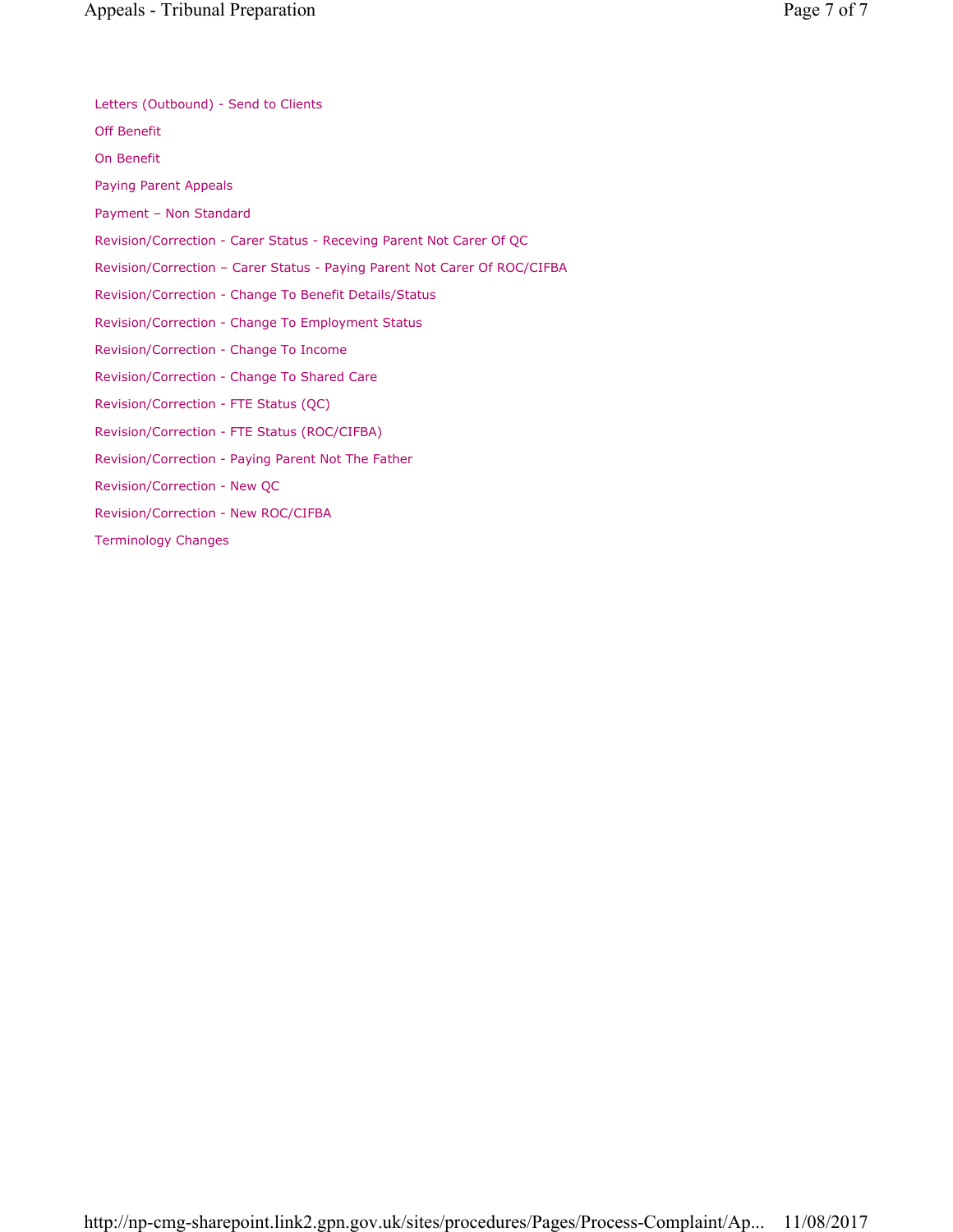Letters (Outbound) - Send to Clients

Off Benefit

On Benefit

Paying Parent Appeals

Payment – Non Standard

Revision/Correction - Carer Status - Receving Parent Not Carer Of QC

Revision/Correction – Carer Status - Paying Parent Not Carer Of ROC/CIFBA

Revision/Correction - Change To Benefit Details/Status

Revision/Correction - Change To Employment Status

Revision/Correction - Change To Income

Revision/Correction - Change To Shared Care

Revision/Correction - FTE Status (QC)

Revision/Correction - FTE Status (ROC/CIFBA)

Revision/Correction - Paying Parent Not The Father

Revision/Correction - New QC

Revision/Correction - New ROC/CIFBA

Terminology Changes